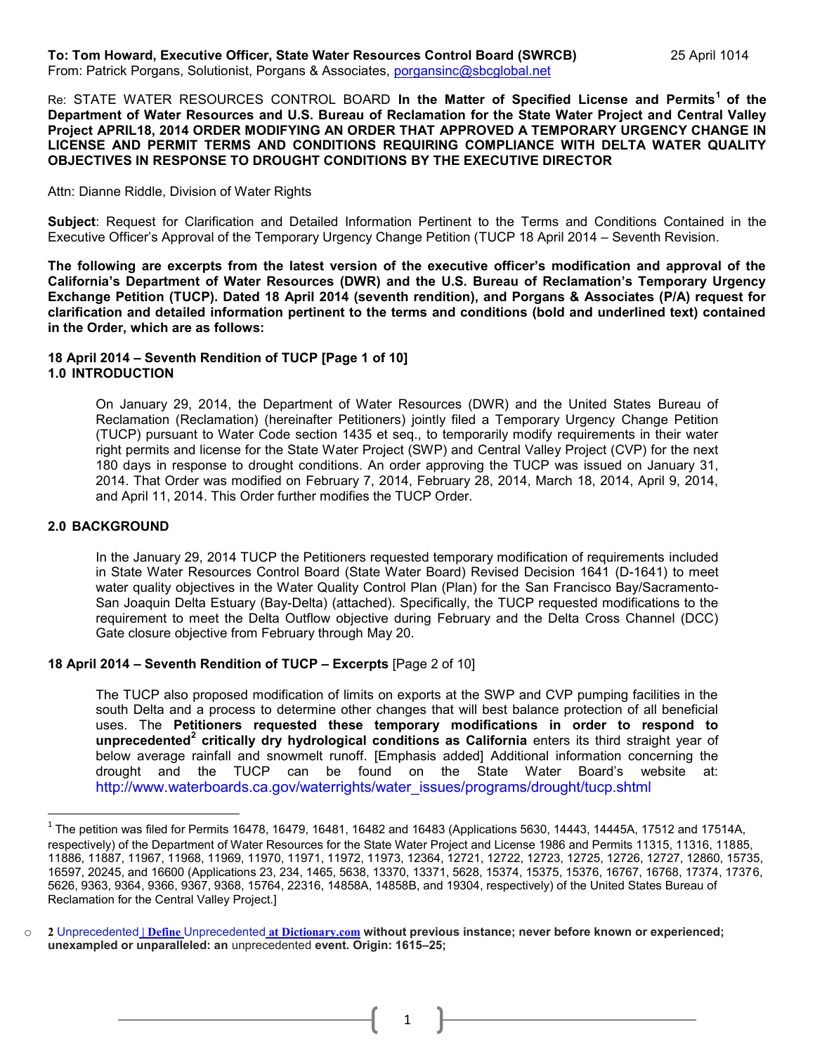**To: Tom Howard, Executive Officer, State Water Resources Control Board (SWRCB)** 25 April 1014
From: Patrick Porgans, Solutionist, Porgans & Associates, porgansinc@sbcglobal.net

Re: STATE WATER RESOURCES CONTROL BOARD **In the Matter of Specified License and Permits[1] of the Department of Water Resources and U.S. Bureau of Reclamation for the State Water Project and Central Valley Project APRIL18, 2014 ORDER MODIFYING AN ORDER THAT APPROVED A TEMPORARY URGENCY CHANGE IN LICENSE AND PERMIT TERMS AND CONDITIONS REQUIRING COMPLIANCE WITH DELTA WATER QUALITY OBJECTIVES IN RESPONSE TO DROUGHT CONDITIONS BY THE EXECUTIVE DIRECTOR**

Attn: Dianne Riddle, Division of Water Rights

**Subject**: Request for Clarification and Detailed Information Pertinent to the Terms and Conditions Contained in the Executive Officer's Approval of the Temporary Urgency Change Petition (TUCP 18 April 2014 – Seventh Revision.

**The following are excerpts from the latest version of the executive officer's modification and approval of the California's Department of Water Resources (DWR) and the U.S. Bureau of Reclamation's Temporary Urgency Exchange Petition (TUCP). Dated 18 April 2014 (seventh rendition), and Porgans & Associates (P/A) request for clarification and detailed information pertinent to the terms and conditions (bold and underlined text) contained in the Order, which are as follows:**

**18 April 2014 – Seventh Rendition of TUCP [Page 1 of 10]**
**1.0 INTRODUCTION**

> On January 29, 2014, the Department of Water Resources (DWR) and the United States Bureau of Reclamation (Reclamation) (hereinafter Petitioners) jointly filed a Temporary Urgency Change Petition (TUCP) pursuant to Water Code section 1435 et seq., to temporarily modify requirements in their water right permits and license for the State Water Project (SWP) and Central Valley Project (CVP) for the next 180 days in response to drought conditions. An order approving the TUCP was issued on January 31, 2014. That Order was modified on February 7, 2014, February 28, 2014, March 18, 2014, April 9, 2014, and April 11, 2014. This Order further modifies the TUCP Order.

**2.0 BACKGROUND**

> In the January 29, 2014 TUCP the Petitioners requested temporary modification of requirements included in State Water Resources Control Board (State Water Board) Revised Decision 1641 (D-1641) to meet water quality objectives in the Water Quality Control Plan (Plan) for the San Francisco Bay/Sacramento-San Joaquin Delta Estuary (Bay-Delta) (attached). Specifically, the TUCP requested modifications to the requirement to meet the Delta Outflow objective during February and the Delta Cross Channel (DCC) Gate closure objective from February through May 20.

**18 April 2014 – Seventh Rendition of TUCP – Excerpts** [Page 2 of 10]

> The TUCP also proposed modification of limits on exports at the SWP and CVP pumping facilities in the south Delta and a process to determine other changes that will best balance protection of all beneficial uses. The **Petitioners requested these temporary modifications in order to respond to unprecedented[2] critically dry hydrological conditions as California** enters its third straight year of below average rainfall and snowmelt runoff. [Emphasis added] Additional information concerning the drought and the TUCP can be found on the State Water Board's website at: http://www.waterboards.ca.gov/waterrights/water_issues/programs/drought/tucp.shtml

---

[1] The petition was filed for Permits 16478, 16479, 16481, 16482 and 16483 (Applications 5630, 14443, 14445A, 17512 and 17514A, respectively) of the Department of Water Resources for the State Water Project and License 1986 and Permits 11315, 11316, 11885, 11886, 11887, 11967, 11968, 11969, 11970, 11971, 11972, 11973, 12364, 12721, 12722, 12723, 12725, 12726, 12727, 12860, 15735, 16597, 20245, and 16600 (Applications 23, 234, 1465, 5638, 13370, 13371, 5628, 15374, 15375, 15376, 16767, 16768, 17374, 17376, 5626, 9363, 9364, 9366, 9367, 9368, 15764, 22316, 14858A, 14858B, and 19304, respectively) of the United States Bureau of Reclamation for the Central Valley Project.]

- [2] Unprecedented | Define Unprecedented at Dictionary.com **without previous instance; never before known or experienced; unexampled or unparalleled: an** unprecedented **event. Origin: 1615–25;**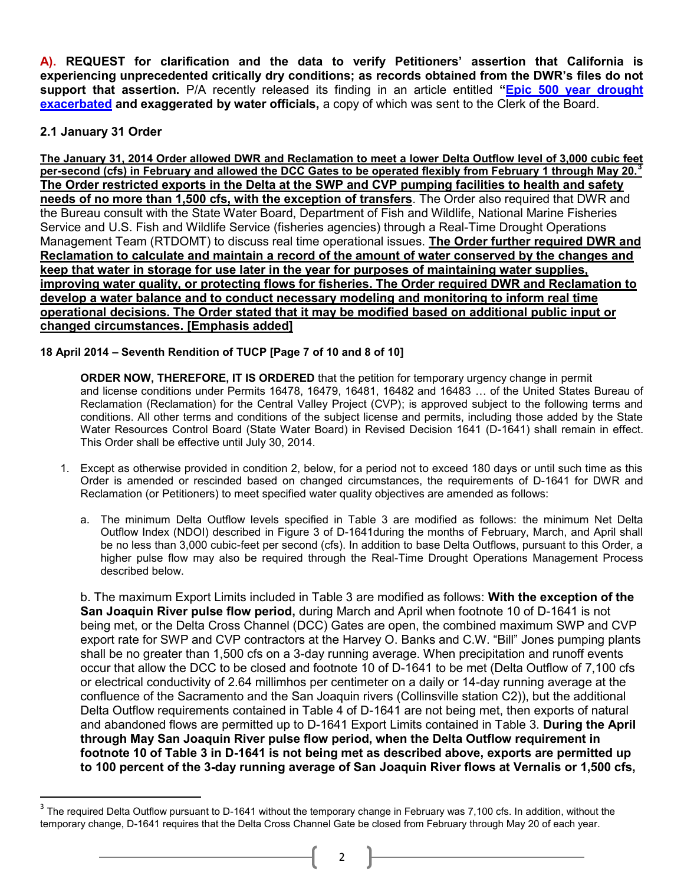**A). REQUEST for clarification and the data to verify Petitioners' assertion that California is experiencing unprecedented critically dry conditions; as records obtained from the DWR's files do not support that assertion.** P/A recently released its finding in an article entitled **"Epic 500 year drought exacerbated and exaggerated by water officials,** a copy of which was sent to the Clerk of the Board.

## 2.1 January 31 Order

**The January 31, 2014 Order allowed DWR and Reclamation to meet a lower Delta Outflow level of 3,000 cubic feet per-second (cfs) in February and allowed the DCC Gates to be operated flexibly from February 1 through May 20.[3] The Order restricted exports in the Delta at the SWP and CVP pumping facilities to health and safety needs of no more than 1,500 cfs, with the exception of transfers**. The Order also required that DWR and the Bureau consult with the State Water Board, Department of Fish and Wildlife, National Marine Fisheries Service and U.S. Fish and Wildlife Service (fisheries agencies) through a Real-Time Drought Operations Management Team (RTDOMT) to discuss real time operational issues. **The Order further required DWR and Reclamation to calculate and maintain a record of the amount of water conserved by the changes and keep that water in storage for use later in the year for purposes of maintaining water supplies, improving water quality, or protecting flows for fisheries. The Order required DWR and Reclamation to develop a water balance and to conduct necessary modeling and monitoring to inform real time operational decisions. The Order stated that it may be modified based on additional public input or changed circumstances. [Emphasis added]**

**18 April 2014 – Seventh Rendition of TUCP [Page 7 of 10 and 8 of 10]**

> **ORDER NOW, THEREFORE, IT IS ORDERED** that the petition for temporary urgency change in permit and license conditions under Permits 16478, 16479, 16481, 16482 and 16483 … of the United States Bureau of Reclamation (Reclamation) for the Central Valley Project (CVP); is approved subject to the following terms and conditions. All other terms and conditions of the subject license and permits, including those added by the State Water Resources Control Board (State Water Board) in Revised Decision 1641 (D-1641) shall remain in effect. This Order shall be effective until July 30, 2014.
>
> 1. Except as otherwise provided in condition 2, below, for a period not to exceed 180 days or until such time as this Order is amended or rescinded based on changed circumstances, the requirements of D-1641 for DWR and Reclamation (or Petitioners) to meet specified water quality objectives are amended as follows:
>
>    a. The minimum Delta Outflow levels specified in Table 3 are modified as follows: the minimum Net Delta Outflow Index (NDOI) described in Figure 3 of D-1641during the months of February, March, and April shall be no less than 3,000 cubic-feet per second (cfs). In addition to base Delta Outflows, pursuant to this Order, a higher pulse flow may also be required through the Real-Time Drought Operations Management Process described below.
>
>    b. The maximum Export Limits included in Table 3 are modified as follows: **With the exception of the San Joaquin River pulse flow period,** during March and April when footnote 10 of D-1641 is not being met, or the Delta Cross Channel (DCC) Gates are open, the combined maximum SWP and CVP export rate for SWP and CVP contractors at the Harvey O. Banks and C.W. "Bill" Jones pumping plants shall be no greater than 1,500 cfs on a 3-day running average. When precipitation and runoff events occur that allow the DCC to be closed and footnote 10 of D-1641 to be met (Delta Outflow of 7,100 cfs or electrical conductivity of 2.64 millimhos per centimeter on a daily or 14-day running average at the confluence of the Sacramento and the San Joaquin rivers (Collinsville station C2)), but the additional Delta Outflow requirements contained in Table 4 of D-1641 are not being met, then exports of natural and abandoned flows are permitted up to D-1641 Export Limits contained in Table 3. **During the April through May San Joaquin River pulse flow period, when the Delta Outflow requirement in footnote 10 of Table 3 in D-1641 is not being met as described above, exports are permitted up to 100 percent of the 3-day running average of San Joaquin River flows at Vernalis or 1,500 cfs,**

[3] The required Delta Outflow pursuant to D-1641 without the temporary change in February was 7,100 cfs. In addition, without the temporary change, D-1641 requires that the Delta Cross Channel Gate be closed from February through May 20 of each year.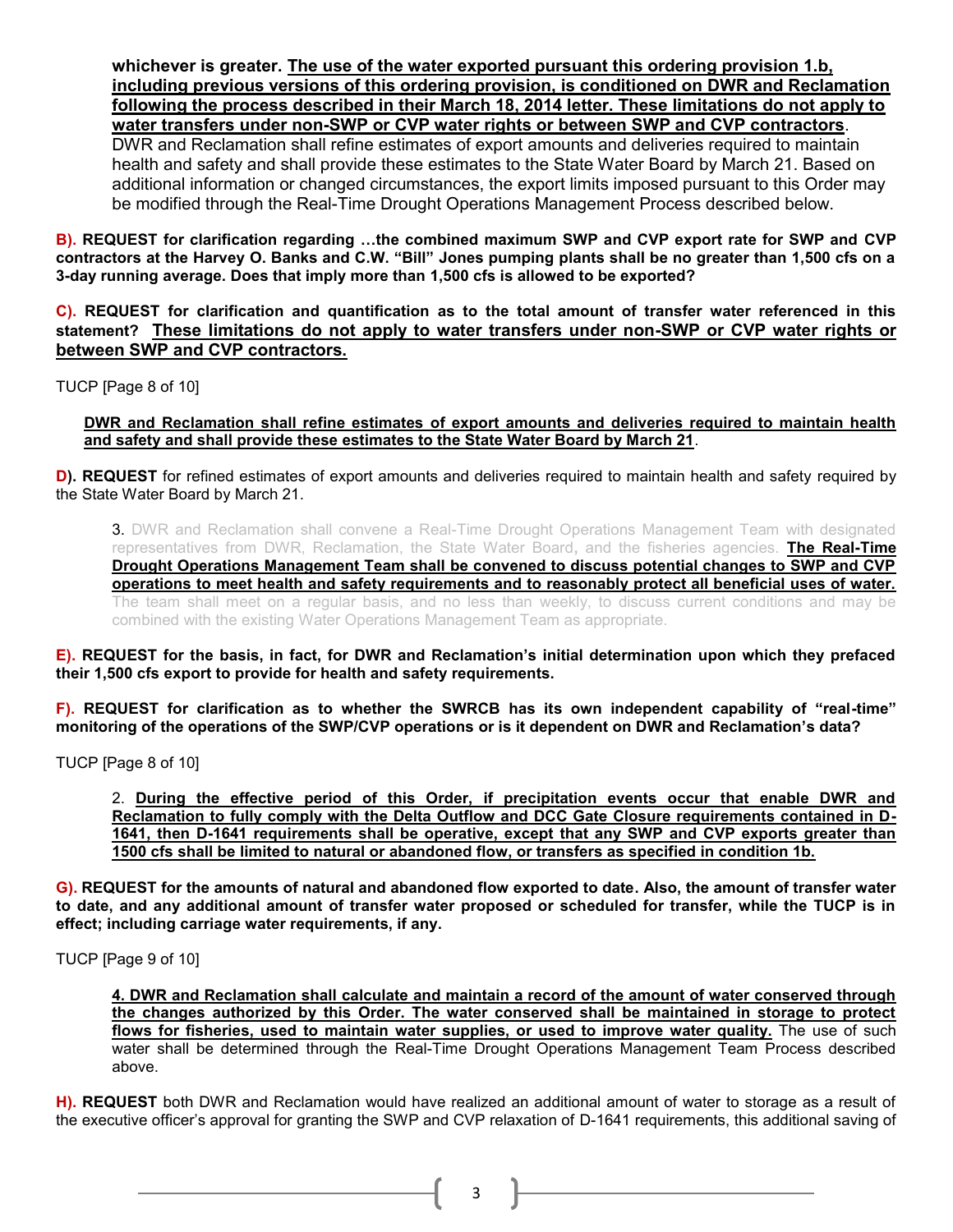**whichever is greater. <u>The use of the water exported pursuant this ordering provision 1.b, including previous versions of this ordering provision, is conditioned on DWR and Reclamation following the process described in their March 18, 2014 letter. These limitations do not apply to water transfers under non-SWP or CVP water rights or between SWP and CVP contractors</u>**. DWR and Reclamation shall refine estimates of export amounts and deliveries required to maintain health and safety and shall provide these estimates to the State Water Board by March 21. Based on additional information or changed circumstances, the export limits imposed pursuant to this Order may be modified through the Real-Time Drought Operations Management Process described below.

**B). REQUEST for clarification regarding …the combined maximum SWP and CVP export rate for SWP and CVP contractors at the Harvey O. Banks and C.W. "Bill" Jones pumping plants shall be no greater than 1,500 cfs on a 3-day running average. Does that imply more than 1,500 cfs is allowed to be exported?**

**C). REQUEST for clarification and quantification as to the total amount of transfer water referenced in this statement? <u>These limitations do not apply to water transfers under non-SWP or CVP water rights or between SWP and CVP contractors.</u>**

TUCP [Page 8 of 10]

**<u>DWR and Reclamation shall refine estimates of export amounts and deliveries required to maintain health and safety and shall provide these estimates to the State Water Board by March 21</u>**.

**D). REQUEST** for refined estimates of export amounts and deliveries required to maintain health and safety required by the State Water Board by March 21.

3. DWR and Reclamation shall convene a Real-Time Drought Operations Management Team with designated representatives from DWR, Reclamation, the State Water Board, and the fisheries agencies. **<u>The Real-Time Drought Operations Management Team shall be convened to discuss potential changes to SWP and CVP operations to meet health and safety requirements and to reasonably protect all beneficial uses of water.</u>** The team shall meet on a regular basis, and no less than weekly, to discuss current conditions and may be combined with the existing Water Operations Management Team as appropriate.

**E). REQUEST for the basis, in fact, for DWR and Reclamation's initial determination upon which they prefaced their 1,500 cfs export to provide for health and safety requirements.**

**F). REQUEST for clarification as to whether the SWRCB has its own independent capability of "real-time" monitoring of the operations of the SWP/CVP operations or is it dependent on DWR and Reclamation's data?**

TUCP [Page 8 of 10]

2. **<u>During the effective period of this Order, if precipitation events occur that enable DWR and Reclamation to fully comply with the Delta Outflow and DCC Gate Closure requirements contained in D-1641, then D-1641 requirements shall be operative, except that any SWP and CVP exports greater than 1500 cfs shall be limited to natural or abandoned flow, or transfers as specified in condition 1b.</u>**

**G). REQUEST for the amounts of natural and abandoned flow exported to date. Also, the amount of transfer water to date, and any additional amount of transfer water proposed or scheduled for transfer, while the TUCP is in effect; including carriage water requirements, if any.**

TUCP [Page 9 of 10]

**<u>4. DWR and Reclamation shall calculate and maintain a record of the amount of water conserved through the changes authorized by this Order. The water conserved shall be maintained in storage to protect flows for fisheries, used to maintain water supplies, or used to improve water quality.</u>** The use of such water shall be determined through the Real-Time Drought Operations Management Team Process described above.

**H). REQUEST** both DWR and Reclamation would have realized an additional amount of water to storage as a result of the executive officer's approval for granting the SWP and CVP relaxation of D-1641 requirements, this additional saving of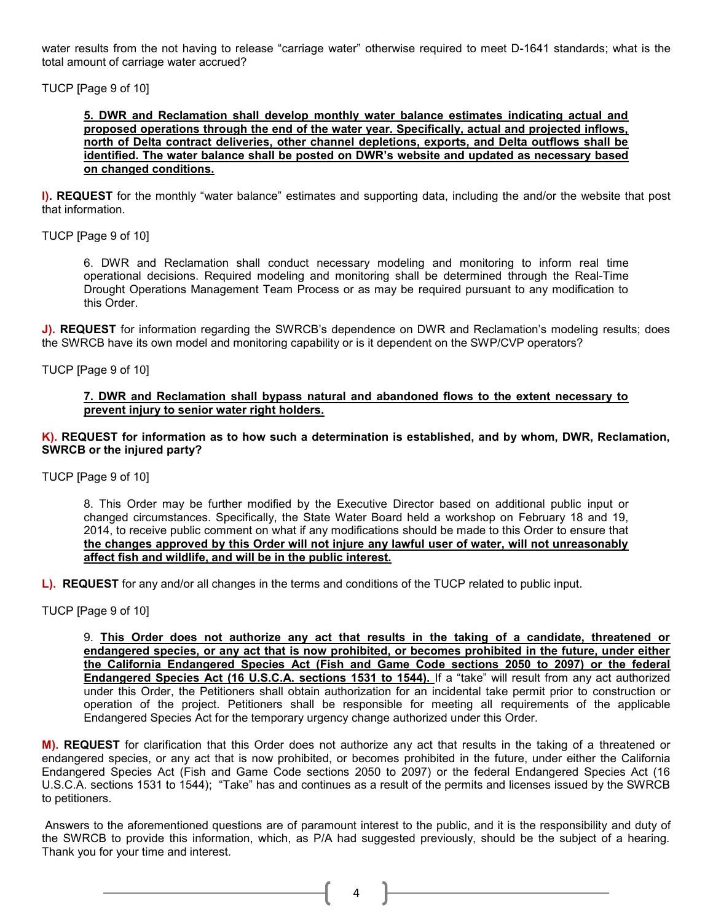water results from the not having to release "carriage water" otherwise required to meet D-1641 standards; what is the total amount of carriage water accrued?

TUCP [Page 9 of 10]

> **5. DWR and Reclamation shall develop monthly water balance estimates indicating actual and proposed operations through the end of the water year. Specifically, actual and projected inflows, north of Delta contract deliveries, other channel depletions, exports, and Delta outflows shall be identified. The water balance shall be posted on DWR's website and updated as necessary based on changed conditions.**

**I). REQUEST** for the monthly "water balance" estimates and supporting data, including the and/or the website that post that information.

TUCP [Page 9 of 10]

> 6. DWR and Reclamation shall conduct necessary modeling and monitoring to inform real time operational decisions. Required modeling and monitoring shall be determined through the Real-Time Drought Operations Management Team Process or as may be required pursuant to any modification to this Order.

**J). REQUEST** for information regarding the SWRCB's dependence on DWR and Reclamation's modeling results; does the SWRCB have its own model and monitoring capability or is it dependent on the SWP/CVP operators?

TUCP [Page 9 of 10]

> **7. DWR and Reclamation shall bypass natural and abandoned flows to the extent necessary to prevent injury to senior water right holders.**

**K). REQUEST for information as to how such a determination is established, and by whom, DWR, Reclamation, SWRCB or the injured party?**

TUCP [Page 9 of 10]

> 8. This Order may be further modified by the Executive Director based on additional public input or changed circumstances. Specifically, the State Water Board held a workshop on February 18 and 19, 2014, to receive public comment on what if any modifications should be made to this Order to ensure that **the changes approved by this Order will not injure any lawful user of water, will not unreasonably affect fish and wildlife, and will be in the public interest.**

**L). REQUEST** for any and/or all changes in the terms and conditions of the TUCP related to public input.

TUCP [Page 9 of 10]

> 9. **This Order does not authorize any act that results in the taking of a candidate, threatened or endangered species, or any act that is now prohibited, or becomes prohibited in the future, under either the California Endangered Species Act (Fish and Game Code sections 2050 to 2097) or the federal Endangered Species Act (16 U.S.C.A. sections 1531 to 1544).** If a "take" will result from any act authorized under this Order, the Petitioners shall obtain authorization for an incidental take permit prior to construction or operation of the project. Petitioners shall be responsible for meeting all requirements of the applicable Endangered Species Act for the temporary urgency change authorized under this Order.

**M). REQUEST** for clarification that this Order does not authorize any act that results in the taking of a threatened or endangered species, or any act that is now prohibited, or becomes prohibited in the future, under either the California Endangered Species Act (Fish and Game Code sections 2050 to 2097) or the federal Endangered Species Act (16 U.S.C.A. sections 1531 to 1544); "Take" has and continues as a result of the permits and licenses issued by the SWRCB to petitioners.

Answers to the aforementioned questions are of paramount interest to the public, and it is the responsibility and duty of the SWRCB to provide this information, which, as P/A had suggested previously, should be the subject of a hearing. Thank you for your time and interest.